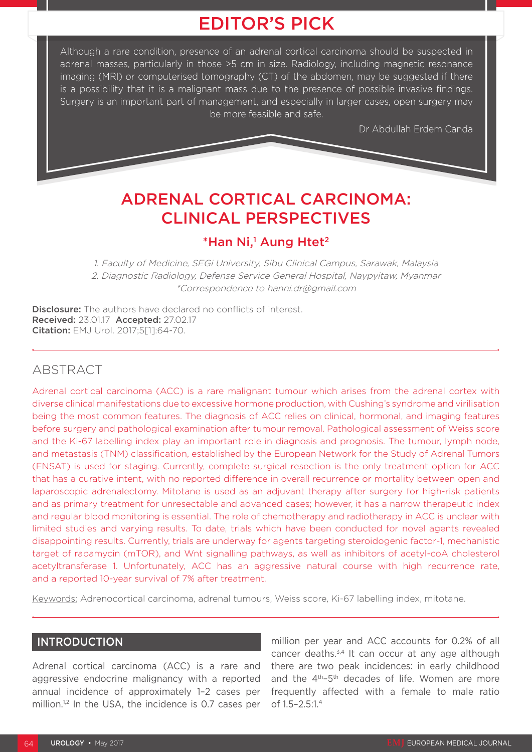## EDITOR'S PICK

Although a rare condition, presence of an adrenal cortical carcinoma should be suspected in adrenal masses, particularly in those >5 cm in size. Radiology, including magnetic resonance imaging (MRI) or computerised tomography (CT) of the abdomen, may be suggested if there is a possibility that it is a malignant mass due to the presence of possible invasive findings. Surgery is an important part of management, and especially in larger cases, open surgery may be more feasible and safe.

Dr Abdullah Erdem Canda

# ADRENAL CORTICAL CARCINOMA: CLINICAL PERSPECTIVES

**\*Han Ni,[1] Aung Htet[2]**

*1. Faculty of Medicine, SEGi University, Sibu Clinical Campus, Sarawak, Malaysia*
*2. Diagnostic Radiology, Defense Service General Hospital, Naypyitaw, Myanmar*
*\*Correspondence to hanni.dr@gmail.com*

**Disclosure:** The authors have declared no conflicts of interest.
**Received:** 23.01.17 **Accepted:** 27.02.17
**Citation:** EMJ Urol. 2017;5[1]:64-70.

## ABSTRACT

Adrenal cortical carcinoma (ACC) is a rare malignant tumour which arises from the adrenal cortex with diverse clinical manifestations due to excessive hormone production, with Cushing's syndrome and virilisation being the most common features. The diagnosis of ACC relies on clinical, hormonal, and imaging features before surgery and pathological examination after tumour removal. Pathological assessment of Weiss score and the Ki-67 labelling index play an important role in diagnosis and prognosis. The tumour, lymph node, and metastasis (TNM) classification, established by the European Network for the Study of Adrenal Tumors (ENSAT) is used for staging. Currently, complete surgical resection is the only treatment option for ACC that has a curative intent, with no reported difference in overall recurrence or mortality between open and laparoscopic adrenalectomy. Mitotane is used as an adjuvant therapy after surgery for high-risk patients and as primary treatment for unresectable and advanced cases; however, it has a narrow therapeutic index and regular blood monitoring is essential. The role of chemotherapy and radiotherapy in ACC is unclear with limited studies and varying results. To date, trials which have been conducted for novel agents revealed disappointing results. Currently, trials are underway for agents targeting steroidogenic factor-1, mechanistic target of rapamycin (mTOR), and Wnt signalling pathways, as well as inhibitors of acetyl-coA cholesterol acetyltransferase 1. Unfortunately, ACC has an aggressive natural course with high recurrence rate, and a reported 10-year survival of 7% after treatment.

Keywords: Adrenocortical carcinoma, adrenal tumours, Weiss score, Ki-67 labelling index, mitotane.

## INTRODUCTION

Adrenal cortical carcinoma (ACC) is a rare and aggressive endocrine malignancy with a reported annual incidence of approximately 1–2 cases per million.[1,2] In the USA, the incidence is 0.7 cases per million per year and ACC accounts for 0.2% of all cancer deaths.[3,4] It can occur at any age although there are two peak incidences: in early childhood and the 4th–5th decades of life. Women are more frequently affected with a female to male ratio of 1.5–2.5:1.[4]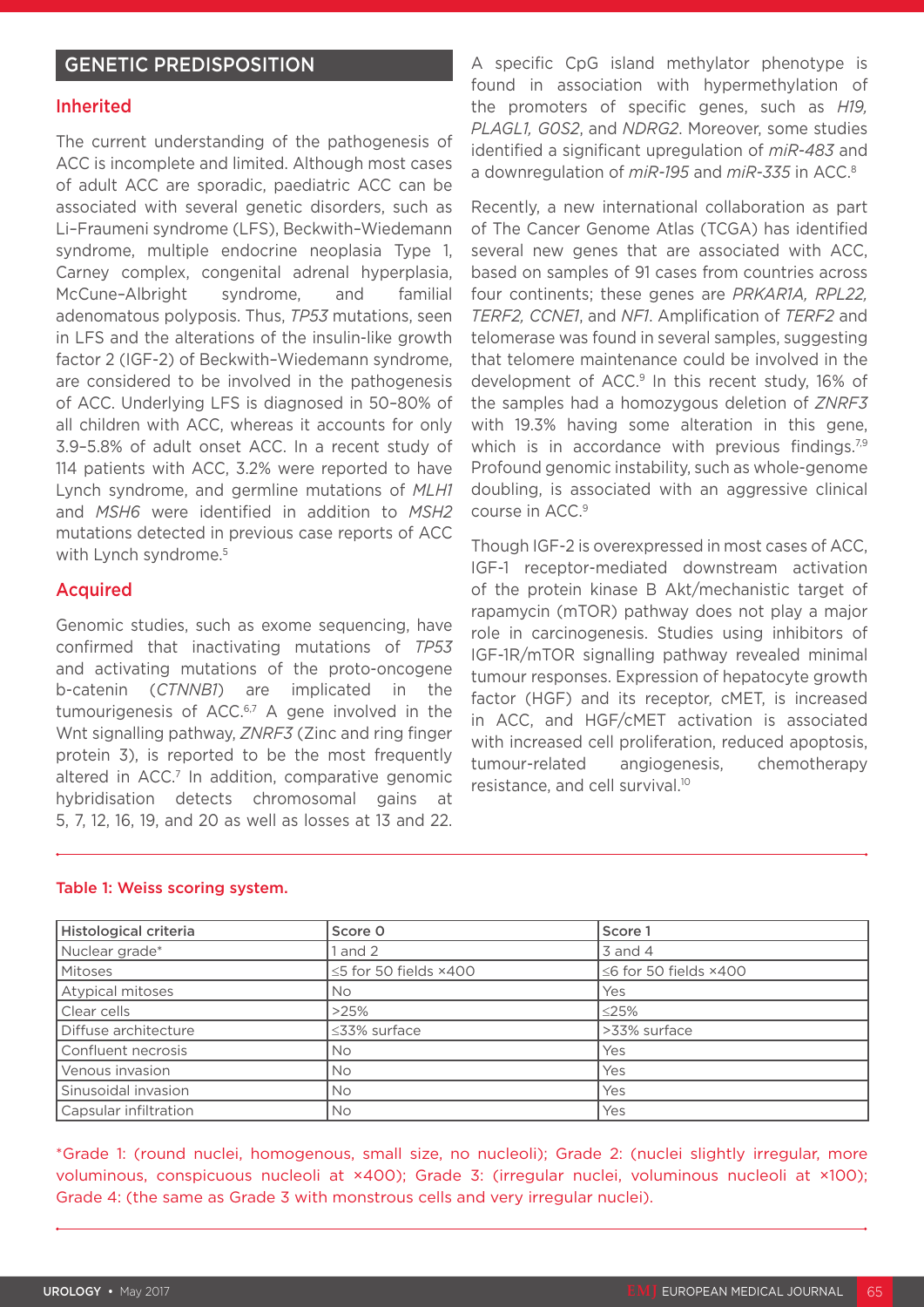## GENETIC PREDISPOSITION

### Inherited

The current understanding of the pathogenesis of ACC is incomplete and limited. Although most cases of adult ACC are sporadic, paediatric ACC can be associated with several genetic disorders, such as Li–Fraumeni syndrome (LFS), Beckwith–Wiedemann syndrome, multiple endocrine neoplasia Type 1, Carney complex, congenital adrenal hyperplasia, McCune–Albright syndrome, and familial adenomatous polyposis. Thus, *TP53* mutations, seen in LFS and the alterations of the insulin-like growth factor 2 (IGF-2) of Beckwith–Wiedemann syndrome, are considered to be involved in the pathogenesis of ACC. Underlying LFS is diagnosed in 50–80% of all children with ACC, whereas it accounts for only 3.9–5.8% of adult onset ACC. In a recent study of 114 patients with ACC, 3.2% were reported to have Lynch syndrome, and germline mutations of *MLH1* and *MSH6* were identified in addition to *MSH2* mutations detected in previous case reports of ACC with Lynch syndrome.[5]

### Acquired

Genomic studies, such as exome sequencing, have confirmed that inactivating mutations of *TP53* and activating mutations of the proto-oncogene b-catenin (*CTNNB1*) are implicated in the tumourigenesis of ACC.[6,7] A gene involved in the Wnt signalling pathway, *ZNRF3* (Zinc and ring finger protein 3), is reported to be the most frequently altered in ACC.[7] In addition, comparative genomic hybridisation detects chromosomal gains at 5, 7, 12, 16, 19, and 20 as well as losses at 13 and 22. A specific CpG island methylator phenotype is found in association with hypermethylation of the promoters of specific genes, such as *H19, PLAGL1, G0S2*, and *NDRG2*. Moreover, some studies identified a significant upregulation of *miR-483* and a downregulation of *miR-195* and *miR-335* in ACC.[8]

Recently, a new international collaboration as part of The Cancer Genome Atlas (TCGA) has identified several new genes that are associated with ACC, based on samples of 91 cases from countries across four continents; these genes are *PRKAR1A, RPL22, TERF2, CCNE1*, and *NF1*. Amplification of *TERF2* and telomerase was found in several samples, suggesting that telomere maintenance could be involved in the development of ACC.[9] In this recent study, 16% of the samples had a homozygous deletion of *ZNRF3* with 19.3% having some alteration in this gene, which is in accordance with previous findings.[7,9] Profound genomic instability, such as whole-genome doubling, is associated with an aggressive clinical course in ACC.[9]

Though IGF-2 is overexpressed in most cases of ACC, IGF-1 receptor-mediated downstream activation of the protein kinase B Akt/mechanistic target of rapamycin (mTOR) pathway does not play a major role in carcinogenesis. Studies using inhibitors of IGF-1R/mTOR signalling pathway revealed minimal tumour responses. Expression of hepatocyte growth factor (HGF) and its receptor, cMET, is increased in ACC, and HGF/cMET activation is associated with increased cell proliferation, reduced apoptosis, tumour-related angiogenesis, chemotherapy resistance, and cell survival.[10]

**Table 1: Weiss scoring system.**

| Histological criteria | Score 0 | Score 1 |
|---|---|---|
| Nuclear grade* | 1 and 2 | 3 and 4 |
| Mitoses | ≤5 for 50 fields ×400 | ≤6 for 50 fields ×400 |
| Atypical mitoses | No | Yes |
| Clear cells | >25% | ≤25% |
| Diffuse architecture | ≤33% surface | >33% surface |
| Confluent necrosis | No | Yes |
| Venous invasion | No | Yes |
| Sinusoidal invasion | No | Yes |
| Capsular infiltration | No | Yes |

*Grade 1: (round nuclei, homogenous, small size, no nucleoli); Grade 2: (nuclei slightly irregular, more voluminous, conspicuous nucleoli at ×400); Grade 3: (irregular nuclei, voluminous nucleoli at ×100); Grade 4: (the same as Grade 3 with monstrous cells and very irregular nuclei).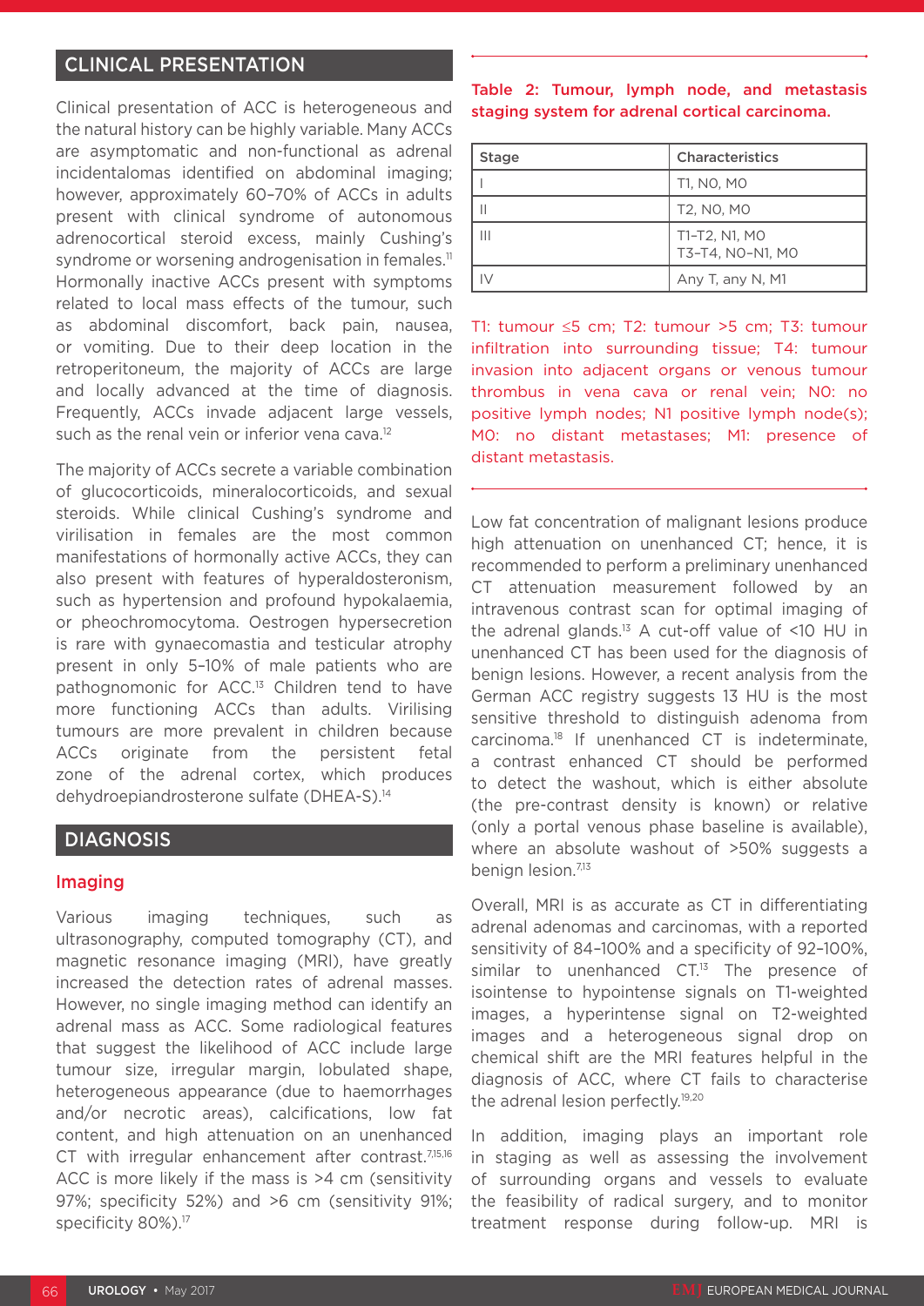## CLINICAL PRESENTATION

Clinical presentation of ACC is heterogeneous and the natural history can be highly variable. Many ACCs are asymptomatic and non-functional as adrenal incidentalomas identified on abdominal imaging; however, approximately 60–70% of ACCs in adults present with clinical syndrome of autonomous adrenocortical steroid excess, mainly Cushing's syndrome or worsening androgenisation in females.[11] Hormonally inactive ACCs present with symptoms related to local mass effects of the tumour, such as abdominal discomfort, back pain, nausea, or vomiting. Due to their deep location in the retroperitoneum, the majority of ACCs are large and locally advanced at the time of diagnosis. Frequently, ACCs invade adjacent large vessels, such as the renal vein or inferior vena cava.[12]

The majority of ACCs secrete a variable combination of glucocorticoids, mineralocorticoids, and sexual steroids. While clinical Cushing's syndrome and virilisation in females are the most common manifestations of hormonally active ACCs, they can also present with features of hyperaldosteronism, such as hypertension and profound hypokalaemia, or pheochromocytoma. Oestrogen hypersecretion is rare with gynaecomastia and testicular atrophy present in only 5–10% of male patients who are pathognomonic for ACC.[13] Children tend to have more functioning ACCs than adults. Virilising tumours are more prevalent in children because ACCs originate from the persistent fetal zone of the adrenal cortex, which produces dehydroepiandrosterone sulfate (DHEA-S).[14]

## DIAGNOSIS

### Imaging

Various imaging techniques, such as ultrasonography, computed tomography (CT), and magnetic resonance imaging (MRI), have greatly increased the detection rates of adrenal masses. However, no single imaging method can identify an adrenal mass as ACC. Some radiological features that suggest the likelihood of ACC include large tumour size, irregular margin, lobulated shape, heterogeneous appearance (due to haemorrhages and/or necrotic areas), calcifications, low fat content, and high attenuation on an unenhanced CT with irregular enhancement after contrast.[7,15,16] ACC is more likely if the mass is >4 cm (sensitivity 97%; specificity 52%) and >6 cm (sensitivity 91%; specificity 80%).[17]

**Table 2: Tumour, lymph node, and metastasis staging system for adrenal cortical carcinoma.**

| Stage | Characteristics |
|---|---|
| I | T1, N0, M0 |
| II | T2, N0, M0 |
| III | T1–T2, N1, M0<br>T3–T4, N0–N1, M0 |
| IV | Any T, any N, M1 |

T1: tumour ≤5 cm; T2: tumour >5 cm; T3: tumour infiltration into surrounding tissue; T4: tumour invasion into adjacent organs or venous tumour thrombus in vena cava or renal vein; N0: no positive lymph nodes; N1 positive lymph node(s); M0: no distant metastases; M1: presence of distant metastasis.

Low fat concentration of malignant lesions produce high attenuation on unenhanced CT; hence, it is recommended to perform a preliminary unenhanced CT attenuation measurement followed by an intravenous contrast scan for optimal imaging of the adrenal glands.[13] A cut-off value of <10 HU in unenhanced CT has been used for the diagnosis of benign lesions. However, a recent analysis from the German ACC registry suggests 13 HU is the most sensitive threshold to distinguish adenoma from carcinoma.[18] If unenhanced CT is indeterminate, a contrast enhanced CT should be performed to detect the washout, which is either absolute (the pre-contrast density is known) or relative (only a portal venous phase baseline is available), where an absolute washout of >50% suggests a benign lesion.[7,13]

Overall, MRI is as accurate as CT in differentiating adrenal adenomas and carcinomas, with a reported sensitivity of 84–100% and a specificity of 92–100%, similar to unenhanced CT.[13] The presence of isointense to hypointense signals on T1-weighted images, a hyperintense signal on T2-weighted images and a heterogeneous signal drop on chemical shift are the MRI features helpful in the diagnosis of ACC, where CT fails to characterise the adrenal lesion perfectly.[19,20]

In addition, imaging plays an important role in staging as well as assessing the involvement of surrounding organs and vessels to evaluate the feasibility of radical surgery, and to monitor treatment response during follow-up. MRI is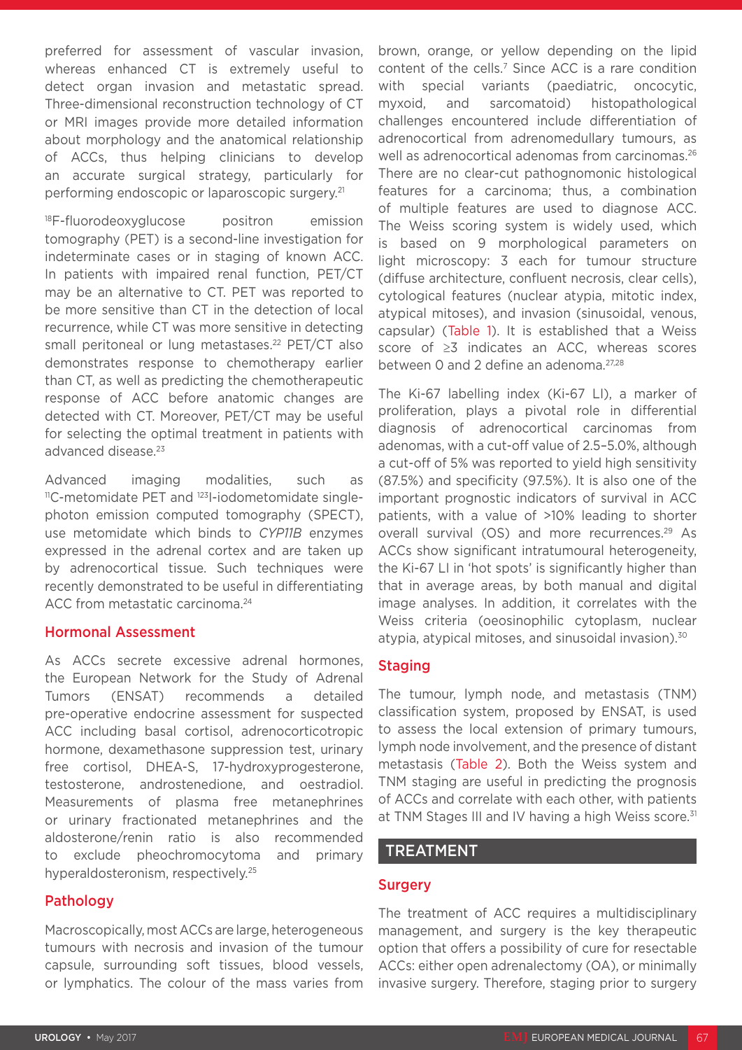preferred for assessment of vascular invasion, whereas enhanced CT is extremely useful to detect organ invasion and metastatic spread. Three-dimensional reconstruction technology of CT or MRI images provide more detailed information about morphology and the anatomical relationship of ACCs, thus helping clinicians to develop an accurate surgical strategy, particularly for performing endoscopic or laparoscopic surgery.[21]

$^{18}$F-fluorodeoxyglucose positron emission tomography (PET) is a second-line investigation for indeterminate cases or in staging of known ACC. In patients with impaired renal function, PET/CT may be an alternative to CT. PET was reported to be more sensitive than CT in the detection of local recurrence, while CT was more sensitive in detecting small peritoneal or lung metastases.[22] PET/CT also demonstrates response to chemotherapy earlier than CT, as well as predicting the chemotherapeutic response of ACC before anatomic changes are detected with CT. Moreover, PET/CT may be useful for selecting the optimal treatment in patients with advanced disease.[23]

Advanced imaging modalities, such as $^{11}$C-metomidate PET and $^{123}$I-iodometomidate single-photon emission computed tomography (SPECT), use metomidate which binds to *CYP11B* enzymes expressed in the adrenal cortex and are taken up by adrenocortical tissue. Such techniques were recently demonstrated to be useful in differentiating ACC from metastatic carcinoma.[24]

## Hormonal Assessment

As ACCs secrete excessive adrenal hormones, the European Network for the Study of Adrenal Tumors (ENSAT) recommends a detailed pre-operative endocrine assessment for suspected ACC including basal cortisol, adrenocorticotropic hormone, dexamethasone suppression test, urinary free cortisol, DHEA-S, 17-hydroxyprogesterone, testosterone, androstenedione, and oestradiol. Measurements of plasma free metanephrines or urinary fractionated metanephrines and the aldosterone/renin ratio is also recommended to exclude pheochromocytoma and primary hyperaldosteronism, respectively.[25]

## Pathology

Macroscopically, most ACCs are large, heterogeneous tumours with necrosis and invasion of the tumour capsule, surrounding soft tissues, blood vessels, or lymphatics. The colour of the mass varies from brown, orange, or yellow depending on the lipid content of the cells.[7] Since ACC is a rare condition with special variants (paediatric, oncocytic, myxoid, and sarcomatoid) histopathological challenges encountered include differentiation of adrenocortical from adrenomedullary tumours, as well as adrenocortical adenomas from carcinomas.[26] There are no clear-cut pathognomonic histological features for a carcinoma; thus, a combination of multiple features are used to diagnose ACC. The Weiss scoring system is widely used, which is based on 9 morphological parameters on light microscopy: 3 each for tumour structure (diffuse architecture, confluent necrosis, clear cells), cytological features (nuclear atypia, mitotic index, atypical mitoses), and invasion (sinusoidal, venous, capsular) (Table 1). It is established that a Weiss score of ≥3 indicates an ACC, whereas scores between 0 and 2 define an adenoma.[27,28]

The Ki-67 labelling index (Ki-67 LI), a marker of proliferation, plays a pivotal role in differential diagnosis of adrenocortical carcinomas from adenomas, with a cut-off value of 2.5–5.0%, although a cut-off of 5% was reported to yield high sensitivity (87.5%) and specificity (97.5%). It is also one of the important prognostic indicators of survival in ACC patients, with a value of >10% leading to shorter overall survival (OS) and more recurrences.[29] As ACCs show significant intratumoural heterogeneity, the Ki-67 LI in 'hot spots' is significantly higher than that in average areas, by both manual and digital image analyses. In addition, it correlates with the Weiss criteria (oeosinophilic cytoplasm, nuclear atypia, atypical mitoses, and sinusoidal invasion).[30]

## Staging

The tumour, lymph node, and metastasis (TNM) classification system, proposed by ENSAT, is used to assess the local extension of primary tumours, lymph node involvement, and the presence of distant metastasis (Table 2). Both the Weiss system and TNM staging are useful in predicting the prognosis of ACCs and correlate with each other, with patients at TNM Stages III and IV having a high Weiss score.[31]

# TREATMENT

## Surgery

The treatment of ACC requires a multidisciplinary management, and surgery is the key therapeutic option that offers a possibility of cure for resectable ACCs: either open adrenalectomy (OA), or minimally invasive surgery. Therefore, staging prior to surgery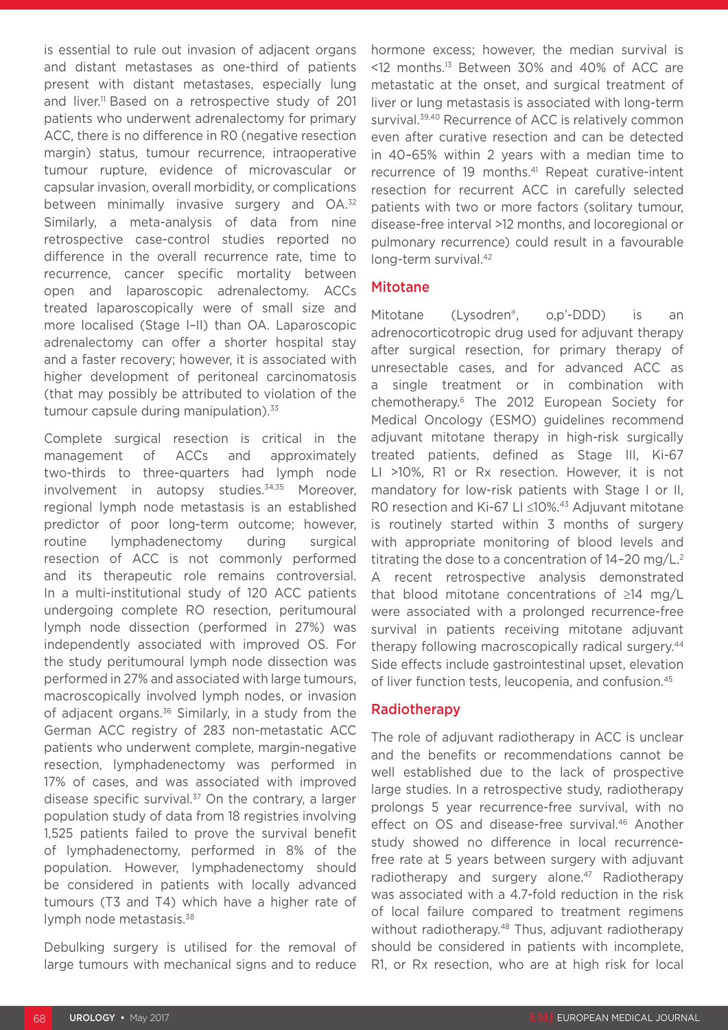is essential to rule out invasion of adjacent organs and distant metastases as one-third of patients present with distant metastases, especially lung and liver.[11] Based on a retrospective study of 201 patients who underwent adrenalectomy for primary ACC, there is no difference in R0 (negative resection margin) status, tumour recurrence, intraoperative tumour rupture, evidence of microvascular or capsular invasion, overall morbidity, or complications between minimally invasive surgery and OA.[32] Similarly, a meta-analysis of data from nine retrospective case-control studies reported no difference in the overall recurrence rate, time to recurrence, cancer specific mortality between open and laparoscopic adrenalectomy. ACCs treated laparoscopically were of small size and more localised (Stage I–II) than OA. Laparoscopic adrenalectomy can offer a shorter hospital stay and a faster recovery; however, it is associated with higher development of peritoneal carcinomatosis (that may possibly be attributed to violation of the tumour capsule during manipulation).[33]

Complete surgical resection is critical in the management of ACCs and approximately two-thirds to three-quarters had lymph node involvement in autopsy studies.[34,35] Moreover, regional lymph node metastasis is an established predictor of poor long-term outcome; however, routine lymphadenectomy during surgical resection of ACC is not commonly performed and its therapeutic role remains controversial. In a multi-institutional study of 120 ACC patients undergoing complete RO resection, peritumoural lymph node dissection (performed in 27%) was independently associated with improved OS. For the study peritumoural lymph node dissection was performed in 27% and associated with large tumours, macroscopically involved lymph nodes, or invasion of adjacent organs.[36] Similarly, in a study from the German ACC registry of 283 non-metastatic ACC patients who underwent complete, margin-negative resection, lymphadenectomy was performed in 17% of cases, and was associated with improved disease specific survival.[37] On the contrary, a larger population study of data from 18 registries involving 1,525 patients failed to prove the survival benefit of lymphadenectomy, performed in 8% of the population. However, lymphadenectomy should be considered in patients with locally advanced tumours (T3 and T4) which have a higher rate of lymph node metastasis.[38]

Debulking surgery is utilised for the removal of large tumours with mechanical signs and to reduce hormone excess; however, the median survival is <12 months.[13] Between 30% and 40% of ACC are metastatic at the onset, and surgical treatment of liver or lung metastasis is associated with long-term survival.[39,40] Recurrence of ACC is relatively common even after curative resection and can be detected in 40–65% within 2 years with a median time to recurrence of 19 months.[41] Repeat curative-intent resection for recurrent ACC in carefully selected patients with two or more factors (solitary tumour, disease-free interval >12 months, and locoregional or pulmonary recurrence) could result in a favourable long-term survival.[42]

## Mitotane

Mitotane (Lysodren®, o,p'-DDD) is an adrenocorticotropic drug used for adjuvant therapy after surgical resection, for primary therapy of unresectable cases, and for advanced ACC as a single treatment or in combination with chemotherapy.[6] The 2012 European Society for Medical Oncology (ESMO) guidelines recommend adjuvant mitotane therapy in high-risk surgically treated patients, defined as Stage III, Ki-67 LI >10%, R1 or Rx resection. However, it is not mandatory for low-risk patients with Stage I or II, R0 resection and Ki-67 LI ≤10%.[43] Adjuvant mitotane is routinely started within 3 months of surgery with appropriate monitoring of blood levels and titrating the dose to a concentration of 14–20 mg/L.[2] A recent retrospective analysis demonstrated that blood mitotane concentrations of ≥14 mg/L were associated with a prolonged recurrence-free survival in patients receiving mitotane adjuvant therapy following macroscopically radical surgery.[44] Side effects include gastrointestinal upset, elevation of liver function tests, leucopenia, and confusion.[45]

## Radiotherapy

The role of adjuvant radiotherapy in ACC is unclear and the benefits or recommendations cannot be well established due to the lack of prospective large studies. In a retrospective study, radiotherapy prolongs 5 year recurrence-free survival, with no effect on OS and disease-free survival.[46] Another study showed no difference in local recurrence-free rate at 5 years between surgery with adjuvant radiotherapy and surgery alone.[47] Radiotherapy was associated with a 4.7-fold reduction in the risk of local failure compared to treatment regimens without radiotherapy.[48] Thus, adjuvant radiotherapy should be considered in patients with incomplete, R1, or Rx resection, who are at high risk for local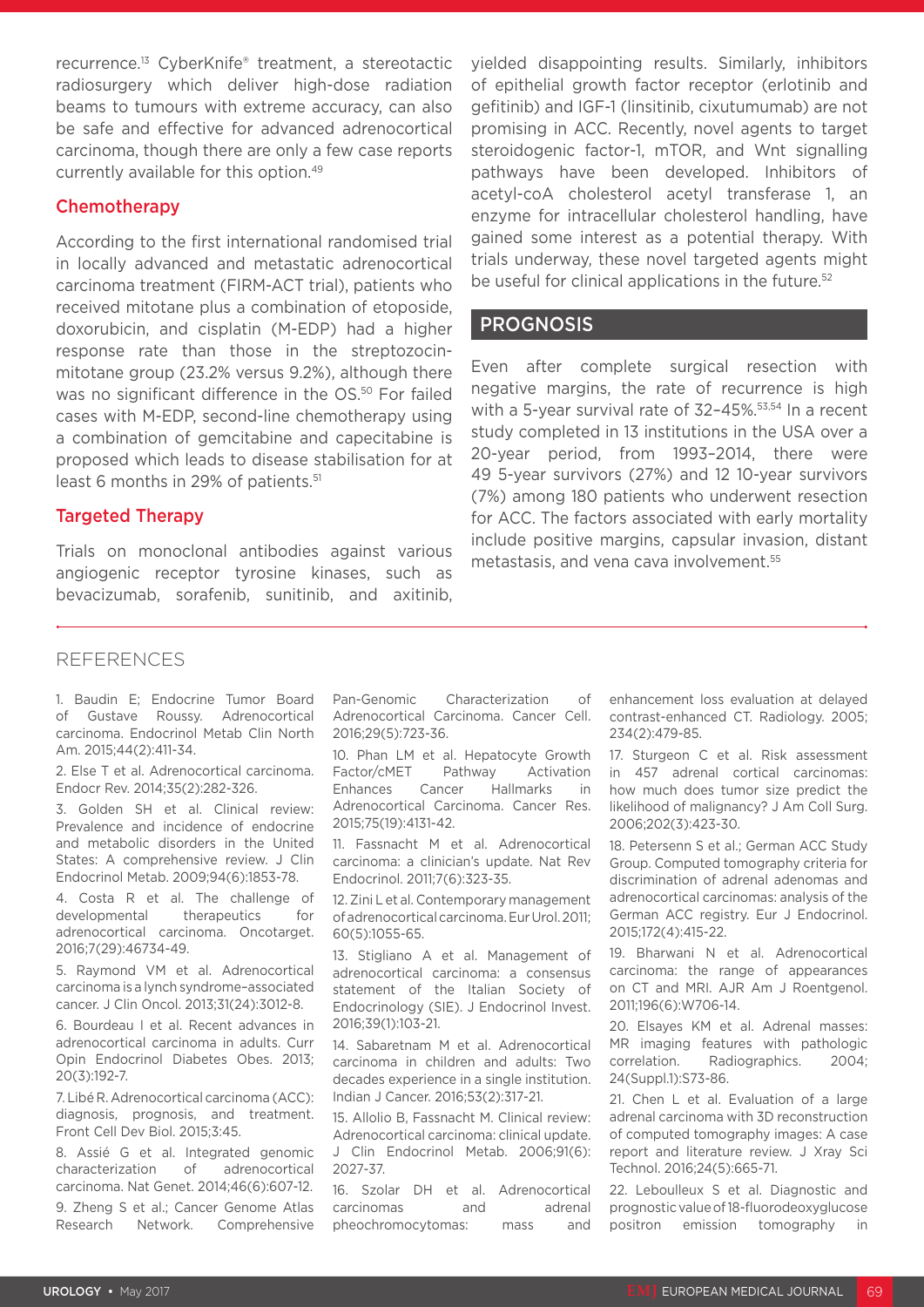recurrence.[13] CyberKnife® treatment, a stereotactic radiosurgery which deliver high-dose radiation beams to tumours with extreme accuracy, can also be safe and effective for advanced adrenocortical carcinoma, though there are only a few case reports currently available for this option.[49]

### Chemotherapy

According to the first international randomised trial in locally advanced and metastatic adrenocortical carcinoma treatment (FIRM-ACT trial), patients who received mitotane plus a combination of etoposide, doxorubicin, and cisplatin (M-EDP) had a higher response rate than those in the streptozocin-mitotane group (23.2% versus 9.2%), although there was no significant difference in the OS.[50] For failed cases with M-EDP, second-line chemotherapy using a combination of gemcitabine and capecitabine is proposed which leads to disease stabilisation for at least 6 months in 29% of patients.[51]

### Targeted Therapy

Trials on monoclonal antibodies against various angiogenic receptor tyrosine kinases, such as bevacizumab, sorafenib, sunitinib, and axitinib, yielded disappointing results. Similarly, inhibitors of epithelial growth factor receptor (erlotinib and gefitinib) and IGF-1 (linsitinib, cixutumumab) are not promising in ACC. Recently, novel agents to target steroidogenic factor-1, mTOR, and Wnt signalling pathways have been developed. Inhibitors of acetyl-coA cholesterol acetyl transferase 1, an enzyme for intracellular cholesterol handling, have gained some interest as a potential therapy. With trials underway, these novel targeted agents might be useful for clinical applications in the future.[52]

## PROGNOSIS

Even after complete surgical resection with negative margins, the rate of recurrence is high with a 5-year survival rate of 32–45%.[53,54] In a recent study completed in 13 institutions in the USA over a 20-year period, from 1993–2014, there were 49 5-year survivors (27%) and 12 10-year survivors (7%) among 180 patients who underwent resection for ACC. The factors associated with early mortality include positive margins, capsular invasion, distant metastasis, and vena cava involvement.[55]

## REFERENCES

1. Baudin E; Endocrine Tumor Board of Gustave Roussy. Adrenocortical carcinoma. Endocrinol Metab Clin North Am. 2015;44(2):411-34.

2. Else T et al. Adrenocortical carcinoma. Endocr Rev. 2014;35(2):282-326.

3. Golden SH et al. Clinical review: Prevalence and incidence of endocrine and metabolic disorders in the United States: A comprehensive review. J Clin Endocrinol Metab. 2009;94(6):1853-78.

4. Costa R et al. The challenge of developmental therapeutics for adrenocortical carcinoma. Oncotarget. 2016;7(29):46734-49.

5. Raymond VM et al. Adrenocortical carcinoma is a lynch syndrome–associated cancer. J Clin Oncol. 2013;31(24):3012-8.

6. Bourdeau I et al. Recent advances in adrenocortical carcinoma in adults. Curr Opin Endocrinol Diabetes Obes. 2013; 20(3):192-7.

7. Libé R. Adrenocortical carcinoma (ACC): diagnosis, prognosis, and treatment. Front Cell Dev Biol. 2015;3:45.

8. Assié G et al. Integrated genomic characterization of adrenocortical carcinoma. Nat Genet. 2014;46(6):607-12.

9. Zheng S et al.; Cancer Genome Atlas Research Network. Comprehensive Pan-Genomic Characterization of Adrenocortical Carcinoma. Cancer Cell. 2016;29(5):723-36.

10. Phan LM et al. Hepatocyte Growth Factor/cMET Pathway Activation Enhances Cancer Hallmarks in Adrenocortical Carcinoma. Cancer Res. 2015;75(19):4131-42.

11. Fassnacht M et al. Adrenocortical carcinoma: a clinician's update. Nat Rev Endocrinol. 2011;7(6):323-35.

12. Zini L et al. Contemporary management of adrenocortical carcinoma. Eur Urol. 2011; 60(5):1055-65.

13. Stigliano A et al. Management of adrenocortical carcinoma: a consensus statement of the Italian Society of Endocrinology (SIE). J Endocrinol Invest. 2016;39(1):103-21.

14. Sabaretnam M et al. Adrenocortical carcinoma in children and adults: Two decades experience in a single institution. Indian J Cancer. 2016;53(2):317-21.

15. Allolio B, Fassnacht M. Clinical review: Adrenocortical carcinoma: clinical update. J Clin Endocrinol Metab. 2006;91(6): 2027-37.

16. Szolar DH et al. Adrenocortical carcinomas and adrenal pheochromocytomas: mass and enhancement loss evaluation at delayed contrast-enhanced CT. Radiology. 2005; 234(2):479-85.

17. Sturgeon C et al. Risk assessment in 457 adrenal cortical carcinomas: how much does tumor size predict the likelihood of malignancy? J Am Coll Surg. 2006;202(3):423-30.

18. Petersenn S et al.; German ACC Study Group. Computed tomography criteria for discrimination of adrenal adenomas and adrenocortical carcinomas: analysis of the German ACC registry. Eur J Endocrinol. 2015;172(4):415-22.

19. Bharwani N et al. Adrenocortical carcinoma: the range of appearances on CT and MRI. AJR Am J Roentgenol. 2011;196(6):W706-14.

20. Elsayes KM et al. Adrenal masses: MR imaging features with pathologic correlation. Radiographics. 2004; 24(Suppl.1):S73-86.

21. Chen L et al. Evaluation of a large adrenal carcinoma with 3D reconstruction of computed tomography images: A case report and literature review. J Xray Sci Technol. 2016;24(5):665-71.

22. Leboulleux S et al. Diagnostic and prognostic value of 18-fluorodeoxyglucose positron emission tomography in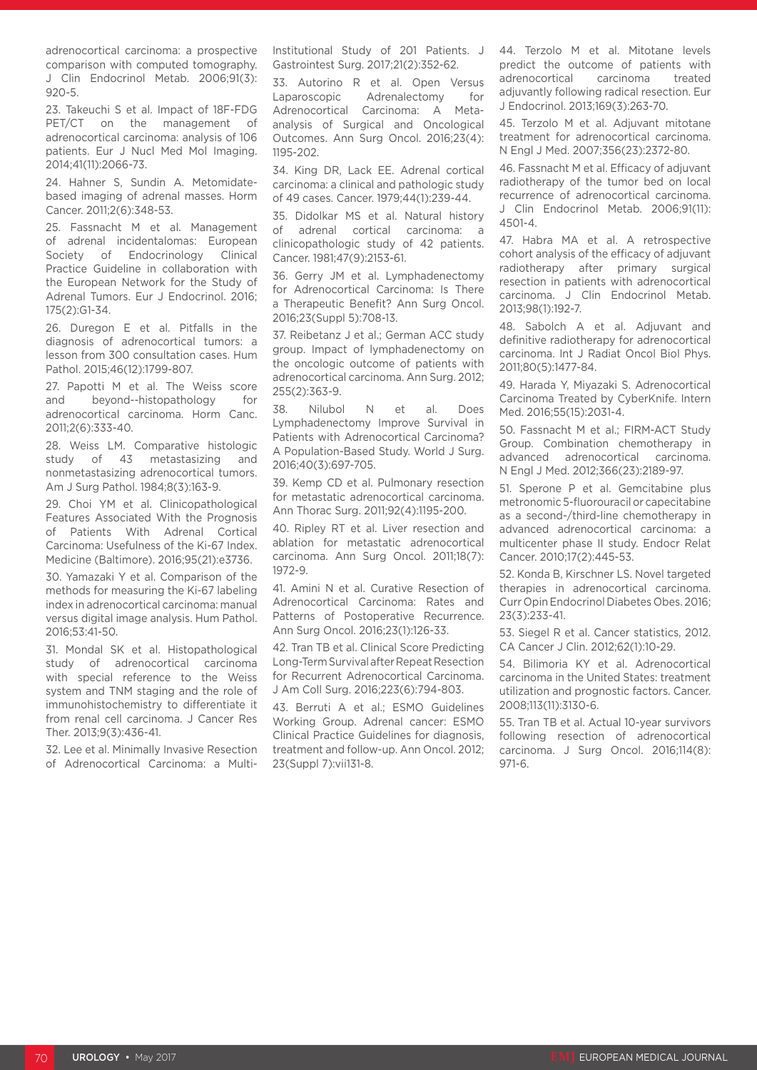adrenocortical carcinoma: a prospective comparison with computed tomography. J Clin Endocrinol Metab. 2006;91(3): 920-5.

23. Takeuchi S et al. Impact of 18F-FDG PET/CT on the management of adrenocortical carcinoma: analysis of 106 patients. Eur J Nucl Med Mol Imaging. 2014;41(11):2066-73.

24. Hahner S, Sundin A. Metomidate-based imaging of adrenal masses. Horm Cancer. 2011;2(6):348-53.

25. Fassnacht M et al. Management of adrenal incidentalomas: European Society of Endocrinology Clinical Practice Guideline in collaboration with the European Network for the Study of Adrenal Tumors. Eur J Endocrinol. 2016; 175(2):G1-34.

26. Duregon E et al. Pitfalls in the diagnosis of adrenocortical tumors: a lesson from 300 consultation cases. Hum Pathol. 2015;46(12):1799-807.

27. Papotti M et al. The Weiss score and beyond--histopathology for adrenocortical carcinoma. Horm Canc. 2011;2(6):333-40.

28. Weiss LM. Comparative histologic study of 43 metastasizing and nonmetastasizing adrenocortical tumors. Am J Surg Pathol. 1984;8(3):163-9.

29. Choi YM et al. Clinicopathological Features Associated With the Prognosis of Patients With Adrenal Cortical Carcinoma: Usefulness of the Ki-67 Index. Medicine (Baltimore). 2016;95(21):e3736.

30. Yamazaki Y et al. Comparison of the methods for measuring the Ki-67 labeling index in adrenocortical carcinoma: manual versus digital image analysis. Hum Pathol. 2016;53:41-50.

31. Mondal SK et al. Histopathological study of adrenocortical carcinoma with special reference to the Weiss system and TNM staging and the role of immunohistochemistry to differentiate it from renal cell carcinoma. J Cancer Res Ther. 2013;9(3):436-41.

32. Lee et al. Minimally Invasive Resection of Adrenocortical Carcinoma: a Multi-Institutional Study of 201 Patients. J Gastrointest Surg. 2017;21(2):352-62.

33. Autorino R et al. Open Versus Laparoscopic Adrenalectomy for Adrenocortical Carcinoma: A Meta-analysis of Surgical and Oncological Outcomes. Ann Surg Oncol. 2016;23(4): 1195-202.

34. King DR, Lack EE. Adrenal cortical carcinoma: a clinical and pathologic study of 49 cases. Cancer. 1979;44(1):239-44.

35. Didolkar MS et al. Natural history of adrenal cortical carcinoma: a clinicopathologic study of 42 patients. Cancer. 1981;47(9):2153-61.

36. Gerry JM et al. Lymphadenectomy for Adrenocortical Carcinoma: Is There a Therapeutic Benefit? Ann Surg Oncol. 2016;23(Suppl 5):708-13.

37. Reibetanz J et al.; German ACC study group. Impact of lymphadenectomy on the oncologic outcome of patients with adrenocortical carcinoma. Ann Surg. 2012; 255(2):363-9.

38. Nilubol N et al. Does Lymphadenectomy Improve Survival in Patients with Adrenocortical Carcinoma? A Population-Based Study. World J Surg. 2016;40(3):697-705.

39. Kemp CD et al. Pulmonary resection for metastatic adrenocortical carcinoma. Ann Thorac Surg. 2011;92(4):1195-200.

40. Ripley RT et al. Liver resection and ablation for metastatic adrenocortical carcinoma. Ann Surg Oncol. 2011;18(7): 1972-9.

41. Amini N et al. Curative Resection of Adrenocortical Carcinoma: Rates and Patterns of Postoperative Recurrence. Ann Surg Oncol. 2016;23(1):126-33.

42. Tran TB et al. Clinical Score Predicting Long-Term Survival after Repeat Resection for Recurrent Adrenocortical Carcinoma. J Am Coll Surg. 2016;223(6):794-803.

43. Berruti A et al.; ESMO Guidelines Working Group. Adrenal cancer: ESMO Clinical Practice Guidelines for diagnosis, treatment and follow-up. Ann Oncol. 2012; 23(Suppl 7):vii131-8.

44. Terzolo M et al. Mitotane levels predict the outcome of patients with adrenocortical carcinoma treated adjuvantly following radical resection. Eur J Endocrinol. 2013;169(3):263-70.

45. Terzolo M et al. Adjuvant mitotane treatment for adrenocortical carcinoma. N Engl J Med. 2007;356(23):2372-80.

46. Fassnacht M et al. Efficacy of adjuvant radiotherapy of the tumor bed on local recurrence of adrenocortical carcinoma. J Clin Endocrinol Metab. 2006;91(11): 4501-4.

47. Habra MA et al. A retrospective cohort analysis of the efficacy of adjuvant radiotherapy after primary surgical resection in patients with adrenocortical carcinoma. J Clin Endocrinol Metab. 2013;98(1):192-7.

48. Sabolch A et al. Adjuvant and definitive radiotherapy for adrenocortical carcinoma. Int J Radiat Oncol Biol Phys. 2011;80(5):1477-84.

49. Harada Y, Miyazaki S. Adrenocortical Carcinoma Treated by CyberKnife. Intern Med. 2016;55(15):2031-4.

50. Fassnacht M et al.; FIRM-ACT Study Group. Combination chemotherapy in advanced adrenocortical carcinoma. N Engl J Med. 2012;366(23):2189-97.

51. Sperone P et al. Gemcitabine plus metronomic 5-fluorouracil or capecitabine as a second-/third-line chemotherapy in advanced adrenocortical carcinoma: a multicenter phase II study. Endocr Relat Cancer. 2010;17(2):445-53.

52. Konda B, Kirschner LS. Novel targeted therapies in adrenocortical carcinoma. Curr Opin Endocrinol Diabetes Obes. 2016; 23(3):233-41.

53. Siegel R et al. Cancer statistics, 2012. CA Cancer J Clin. 2012;62(1):10-29.

54. Bilimoria KY et al. Adrenocortical carcinoma in the United States: treatment utilization and prognostic factors. Cancer. 2008;113(11):3130-6.

55. Tran TB et al. Actual 10-year survivors following resection of adrenocortical carcinoma. J Surg Oncol. 2016;114(8): 971-6.